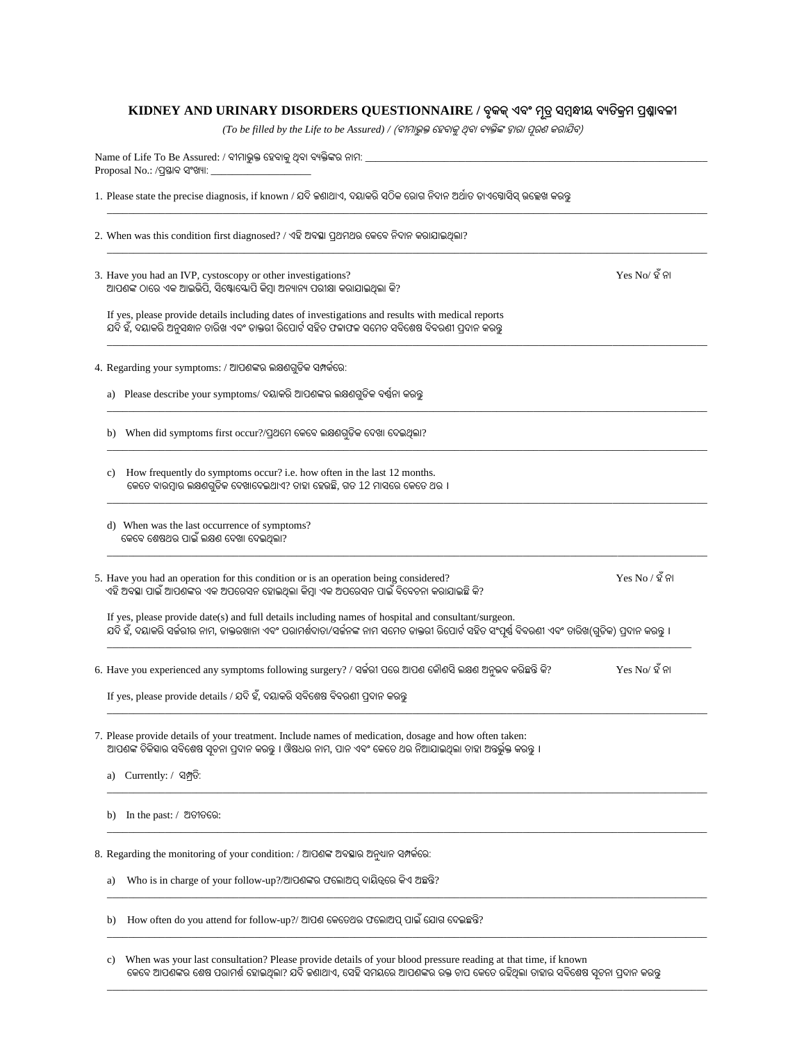# KIDNEY AND URINARY DISORDERS QUESTIONNAIRE / ବୃକକ୍ ଏବଂ ମୂତ୍ର ସମ୍ବନ୍ଧୀୟ ବ୍ୟତିକ୍ରମ ପ୍ରଶ୍ନାବଳୀ

*(To be filled by the Life to be Assured) / (ବୀମାଭୁକ୍ତ ହେବାକୁ ଥିବା ବ୍ୟକ୍ତିଙ୍କ ଦ୍ୱାରା ପୂରଣ କରାଯିବ)*

Name of Life To Be Assured: / ବୀମାଭୁକ୍ତ ହେବାକୁ ଥିବା ବ୍ୟକ୍ତିଙ୍କର ନାମ: ______________________________

Proposal No.: /ପ୍ରସ୍ତାବ ସଂଖ୍ୟା: ____________________

1. Please state the precise diagnosis, if known / ଯଦି ଜଣାଥାଏ, ଦୟାକରି ସଠିକ ରୋଗ ନିଦାନ ଅର୍ଥାତ ଡାଏଗ୍ନୋସିସ୍ ଉଲ୍ଲେଖ କରନ୍ତୁ

______________________________

2. When was this condition first diagnosed? / ଏହି ଅବସ୍ଥା ପ୍ରଥମଥର କେବେ ନିଦାନ କରାଯାଇଥିଲା?

______________________________

3. Have you had an IVP, cystoscopy or other investigations? Yes No/ ହଁ ନା
   ଆପଣଙ୍କ ଠାରେ ଏକ ଆଇଭିପି, ସିଷ୍ଟୋସ୍କୋପି କିମ୍ବା ଅନ୍ୟାନ୍ୟ ପରୀକ୍ଷା କରାଯାଇଥିଲା କି?

   If yes, please provide details including dates of investigations and results with medical reports
   ଯଦି ହଁ, ଦୟାକରି ଅନୁସନ୍ଧାନ ତାରିଖ ଏବଂ ଡାକ୍ତରୀ ରିପୋର୍ଟ ସହିତ ଫଳାଫଳ ସମେତ ସବିଶେଷ ବିବରଣୀ ପ୍ରଦାନ କରନ୍ତୁ

______________________________

4. Regarding your symptoms: / ଆପଣଙ୍କର ଲକ୍ଷଣଗୁଡିକ ସମ୍ପର୍କରେ:

   a) Please describe your symptoms/ ଦୟାକରି ଆପଣଙ୍କର ଲକ୍ଷଣଗୁଡ଼ିକ ବର୍ଣ୍ଣନା କରନ୍ତୁ

______________________________

   b) When did symptoms first occur?/ପ୍ରଥମେ କେବେ ଲକ୍ଷଣଗୁଡ଼ିକ ଦେଖା ଦେଇଥିଲା?

______________________________

   c) How frequently do symptoms occur? i.e. how often in the last 12 months.
   କେତେ ବାରମ୍ବାର ଲକ୍ଷଣଗୁଡ଼ିକ ଦେଖାଦେଇଥାଏ? ତାହା ହେଉଛି, ଗତ 12 ମାସରେ କେତେ ଥର ।

______________________________

   d) When was the last occurrence of symptoms?
   କେବେ ଶେଷଥର ପାଇଁ ଲକ୍ଷଣ ଦେଖା ଦେଇଥିଲା?

______________________________

5. Have you had an operation for this condition or is an operation being considered? Yes No / ହଁ ନା
   ଏହି ଅବସ୍ଥା ପାଇଁ ଆପଣଙ୍କର ଏକ ଅପରେସନ ହୋଇଥିଲା କିମ୍ବା ଏକ ଅପରେସନ ପାଇଁ ବିବେଚନା କରାଯାଇଛି କି?

   If yes, please provide date(s) and full details including names of hospital and consultant/surgeon.
   ଯଦି ହଁ, ଦୟାକରି ସର୍ଜରୀର ନାମ, ଡାକ୍ତରଖାନା ଏବଂ ପରାମର୍ଶଦାତା/ସର୍ଜନଙ୍କ ନାମ ସମେତ ଡାକ୍ତରୀ ରିପୋର୍ଟ ସହିତ ସଂପୂର୍ଣ୍ଣ ବିବରଣୀ ଏବଂ ତାରିଖ(ଗୁଡିକ) ପ୍ରଦାନ କରନ୍ତୁ ।

______________________________

6. Have you experienced any symptoms following surgery? / ସର୍ଜରୀ ପରେ ଆପଣ କୌଣସି ଲକ୍ଷଣ ଅନୁଭବ କରିଛନ୍ତି କି? Yes No/ ହଁ ନା

   If yes, please provide details / ଯଦି ହଁ, ଦୟାକରି ସବିଶେଷ ବିବରଣୀ ପ୍ରଦାନ କରନ୍ତୁ

______________________________

7. Please provide details of your treatment. Include names of medication, dosage and how often taken:
   ଆପଣଙ୍କ ଚିକିତ୍ସାର ସବିଶେଷ ସୂଚନା ପ୍ରଦାନ କରନ୍ତୁ । ଔଷଧର ନାମ, ପାନ ଏବଂ କେତେ ଥର ନିଆଯାଇଥିଲା ତାହା ଅନ୍ତର୍ଭୁକ୍ତ କରନ୍ତୁ ।

   a) Currently: / ସମ୍ପ୍ରତି:

______________________________

   b) In the past: / ଅତୀତରେ:

______________________________

8. Regarding the monitoring of your condition: / ଆପଣଙ୍କ ଅବସ୍ଥାର ଅନୁଧ୍ୟାନ ସମ୍ପର୍କରେ:

   a) Who is in charge of your follow-up?/ଆପଣଙ୍କର ଫଲୋଅପ୍ ଦାୟିତ୍ୱରେ କିଏ ଅଛନ୍ତି?

______________________________

   b) How often do you attend for follow-up?/ ଆପଣ କେତେଥର ଫଲୋଅପ୍ ପାଇଁ ଯୋଗ ଦେଇଛନ୍ତି?

______________________________

   c) When was your last consultation? Please provide details of your blood pressure reading at that time, if known
   କେବେ ଆପଣଙ୍କର ଶେଷ ପରାମର୍ଶ ହୋଇଥିଲା? ଯଦି ଜଣାଥାଏ, ସେହି ସମୟରେ ଆପଣଙ୍କର ରକ୍ତ ଚାପ କେତେ ରହିଥିଲା ତାହାର ସବିଶେଷ ସୂଚନା ପ୍ରଦାନ କରନ୍ତୁ

______________________________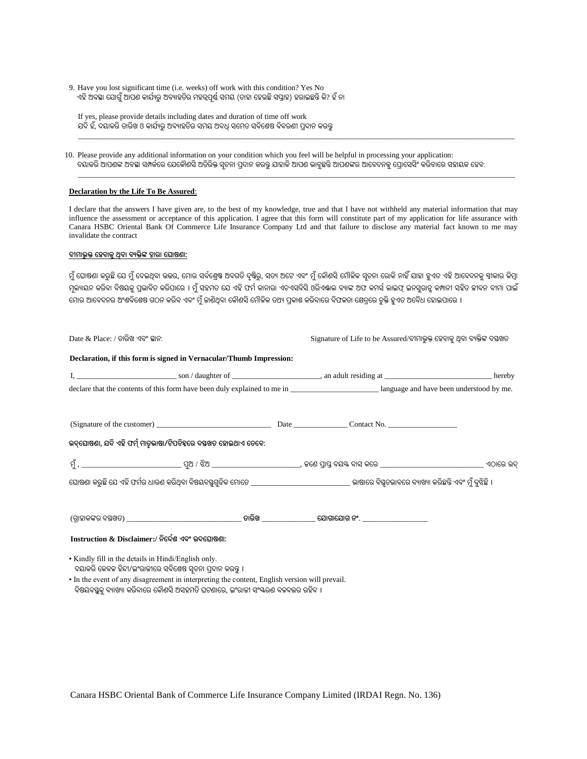9. Have you lost significant time (i.e. weeks) off work with this condition? Yes No
   ଏହି ଅବସ୍ଥା ଯୋଗୁଁ ଆପଣ କାର୍ଯ୍ୟରୁ ଅବ୍ୟାହତିର ମହତ୍ତ୍ୱପୂର୍ଣ୍ଣ ସମୟ (ତାହା ହେଉଛି ସପ୍ତାହ) ହରାଇଛନ୍ତି କି? ହଁ ନା

   If yes, please provide details including dates and duration of time off work
   ଯଦି ହଁ, ଦୟାକରି ତାରିଖ ଓ କାର୍ଯ୍ୟରୁ ଅବ୍ୟାହତିର ସମୟ ଅବଧି ସମେତ ସବିଶେଷ ବିବରଣୀ ପ୍ରଦାନ କରନ୍ତୁ

   ______________________________________________________________________________

10. Please provide any additional information on your condition which you feel will be helpful in processing your application:
    ଦୟାକରି ଆପଣଙ୍କ ଅବସ୍ଥା ସମ୍ପର୍କରେ ଯେକୌଣସି ଅତିରିକ୍ତ ସୂଚନା ପ୍ରଦାନ କରନ୍ତୁ ଯାହାକି ଆପଣ ଭାବୁଛନ୍ତି ଆପଣଙ୍କର ଆବେଦନକୁ ପ୍ରୋସେସିଂ କରିବାରେ ସହାୟକ ହେବ:

    ______________________________________________________________________________

**Declaration by the Life To Be Assured**:

I declare that the answers I have given are, to the best of my knowledge, true and that I have not withheld any material information that may influence the assessment or acceptance of this application. I agree that this form will constitute part of my application for life assurance with Canara HSBC Oriental Bank Of Commerce Life Insurance Company Ltd and that failure to disclose any material fact known to me may invalidate the contract

**ବୀମାଭୁକ୍ତ ହେବାକୁ ଥିବା ବ୍ୟକ୍ତିଙ୍କ ଦ୍ୱାରା ଘୋଷଣା:**

ମୁଁ ଘୋଷଣା କରୁଛି ଯେ ମୁଁ ଦେଇଥିବା ଉତ୍ତର, ମୋର ସର୍ବଶ୍ରେଷ୍ଠ ଅବଗତି ଦୃଷ୍ଟିରୁ, ସତ୍ୟ ଅଟେ ଏବଂ ମୁଁ କୌଣସି ମୌଳିକ ସୂଚନା ରୋକି ନାହିଁ ଯାହା ହୁଏତ ଏହି ଆବେଦନକୁ ସ୍ୱୀକାର କିମ୍ବା ମୂଲ୍ୟାୟନ କରିବା ବିଷୟକୁ ପ୍ରଭାବିତ କରିପାରେ । ମୁଁ ସହମତ ଯେ ଏହି ଫର୍ମ କାନାରା ଏଚଏସବିସି ଓରିଏଣ୍ଟାଲ ବ୍ୟାଙ୍କ ଅଫ କମର୍ସ ଲାଇଫ୍ ଇନସୁରାନ୍ସ କମ୍ପାନୀ ସହିତ ଜୀବନ ବୀମା ପାଇଁ ମୋର ଆବେଦନର ଅଂଶବିଶେଷ ଗଠନ କରିବ ଏବଂ ମୁଁ ଜାଣିଥିବା କୌଣସି ମୌଳିକ ତଥ୍ୟ ପ୍ରକାଶ କରିବାରେ ବିଫଳତା କ୍ଷେତ୍ରରେ ଚୁକ୍ତି ହୁଏତ ଅବୈଧ ହୋଇପାରେ ।

Date & Place: / ତାରିଖ ଏବଂ ସ୍ଥାନ:

Signature of Life to be Assured/ବୀମାଭୁକ୍ତ ହେବାକୁ ଥିବା ବ୍ୟକ୍ତିଙ୍କ ଦସ୍ତଖତ

**Declaration, if this form is signed in Vernacular/Thumb Impression:**

I, __________________________ son / daughter of _______________________, an adult residing at ____________________________ hereby declare that the contents of this form have been duly explained to me in _______________________ language and have been understood by me.

(Signature of the customer) ______________________________ Date ______________ Contact No. __________________

**ଉଦ୍‌ଘୋଷଣା, ଯଦି ଏହି ଫର୍ମ୍ ମାତୃଭାଷା/ଟିପଚିହ୍ନରେ ଦସ୍ତଖତ ହୋଇଥାଏ ତେବେ:**

ମୁଁ , __________________________ ପୁଅ / ଝିଅ _______________________, ଜଣେ ପ୍ରାପ୍ତ ବୟସ୍କ ବାସ କରେ ___________________________ ଏଠାରେ ଉଦ୍‌ଘୋଷଣା କରୁଛି ଯେ ଏହି ଫର୍ମର ଧାରଣ କରିଥିବା ବିଷୟବସ୍ତୁଗୁଡିକ ମୋତେ _________________________ ଭାଷାରେ ବିସ୍ତୃତଭାବରେ ବ୍ୟାଖ୍ୟା କରିଛନ୍ତି ଏବଂ ମୁଁ ବୁଝିଛି ।

(ଗ୍ରାହାକଙ୍କର ଦସ୍ତଖତ) ______________________________ ତାରିଖ ______________ ଯୋଗାଯୋଗ ନଂ. _________________

**Instruction & Disclaimer:/ ନିର୍ଦ୍ଦେଶ ଏବଂ ଉଦଘୋଷଣା:**

- Kindly fill in the details in Hindi/English only.
  ଦୟାକରି କେବଳ ହିନ୍ଦୀ/ଇଂରାଜୀରେ ସବିଶେଷ ସୂଚନା ପ୍ରଦାନ କରନ୍ତୁ ।
- In the event of any disagreement in interpreting the content, English version will prevail.
  ବିଷୟବସ୍ତୁକୁ ବ୍ୟାଖ୍ୟା କରିବାରେ କୌଣସି ଅସହମତି ଘଟଣାରେ, ଇଂରାଜୀ ସଂସ୍କରଣ ବଳବତ୍ତର ରହିବ ।

Canara HSBC Oriental Bank of Commerce Life Insurance Company Limited (IRDAI Regn. No. 136)